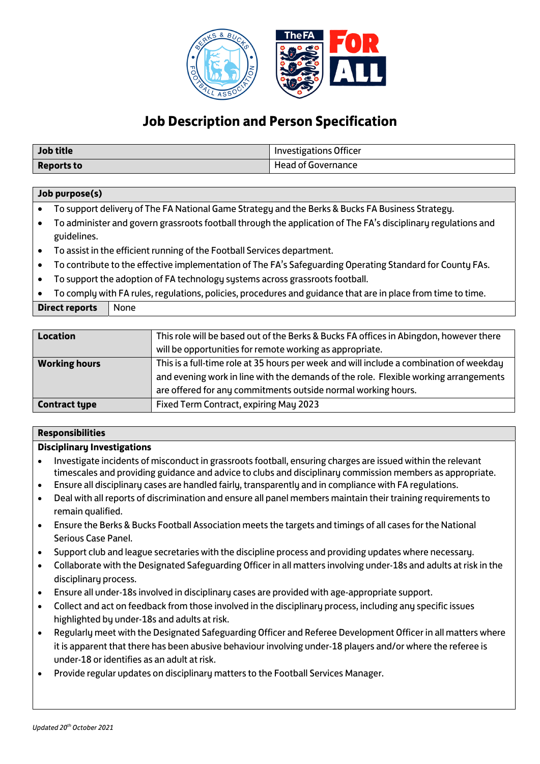# Job Description and Person Specification

| Job title | Investigations Officer |
|---|---|
| **Reports to** | Head of Governance |

**Job purpose(s)**

- To support delivery of The FA National Game Strategy and the Berks & Bucks FA Business Strategy.
- To administer and govern grassroots football through the application of The FA's disciplinary regulations and guidelines.
- To assist in the efficient running of the Football Services department.
- To contribute to the effective implementation of The FA's Safeguarding Operating Standard for County FAs.
- To support the adoption of FA technology systems across grassroots football.
- To comply with FA rules, regulations, policies, procedures and guidance that are in place from time to time.

| Direct reports | None |
|---|---|

| Location | This role will be based out of the Berks & Bucks FA offices in Abingdon, however there will be opportunities for remote working as appropriate. |
|---|---|
| **Working hours** | This is a full-time role at 35 hours per week and will include a combination of weekday and evening work in line with the demands of the role. Flexible working arrangements are offered for any commitments outside normal working hours. |
| **Contract type** | Fixed Term Contract, expiring May 2023 |

**Responsibilities**

**Disciplinary Investigations**

- Investigate incidents of misconduct in grassroots football, ensuring charges are issued within the relevant timescales and providing guidance and advice to clubs and disciplinary commission members as appropriate.
- Ensure all disciplinary cases are handled fairly, transparently and in compliance with FA regulations.
- Deal with all reports of discrimination and ensure all panel members maintain their training requirements to remain qualified.
- Ensure the Berks & Bucks Football Association meets the targets and timings of all cases for the National Serious Case Panel.
- Support club and league secretaries with the discipline process and providing updates where necessary.
- Collaborate with the Designated Safeguarding Officer in all matters involving under-18s and adults at risk in the disciplinary process.
- Ensure all under-18s involved in disciplinary cases are provided with age-appropriate support.
- Collect and act on feedback from those involved in the disciplinary process, including any specific issues highlighted by under-18s and adults at risk.
- Regularly meet with the Designated Safeguarding Officer and Referee Development Officer in all matters where it is apparent that there has been abusive behaviour involving under-18 players and/or where the referee is under-18 or identifies as an adult at risk.
- Provide regular updates on disciplinary matters to the Football Services Manager.

*Updated 20th October 2021*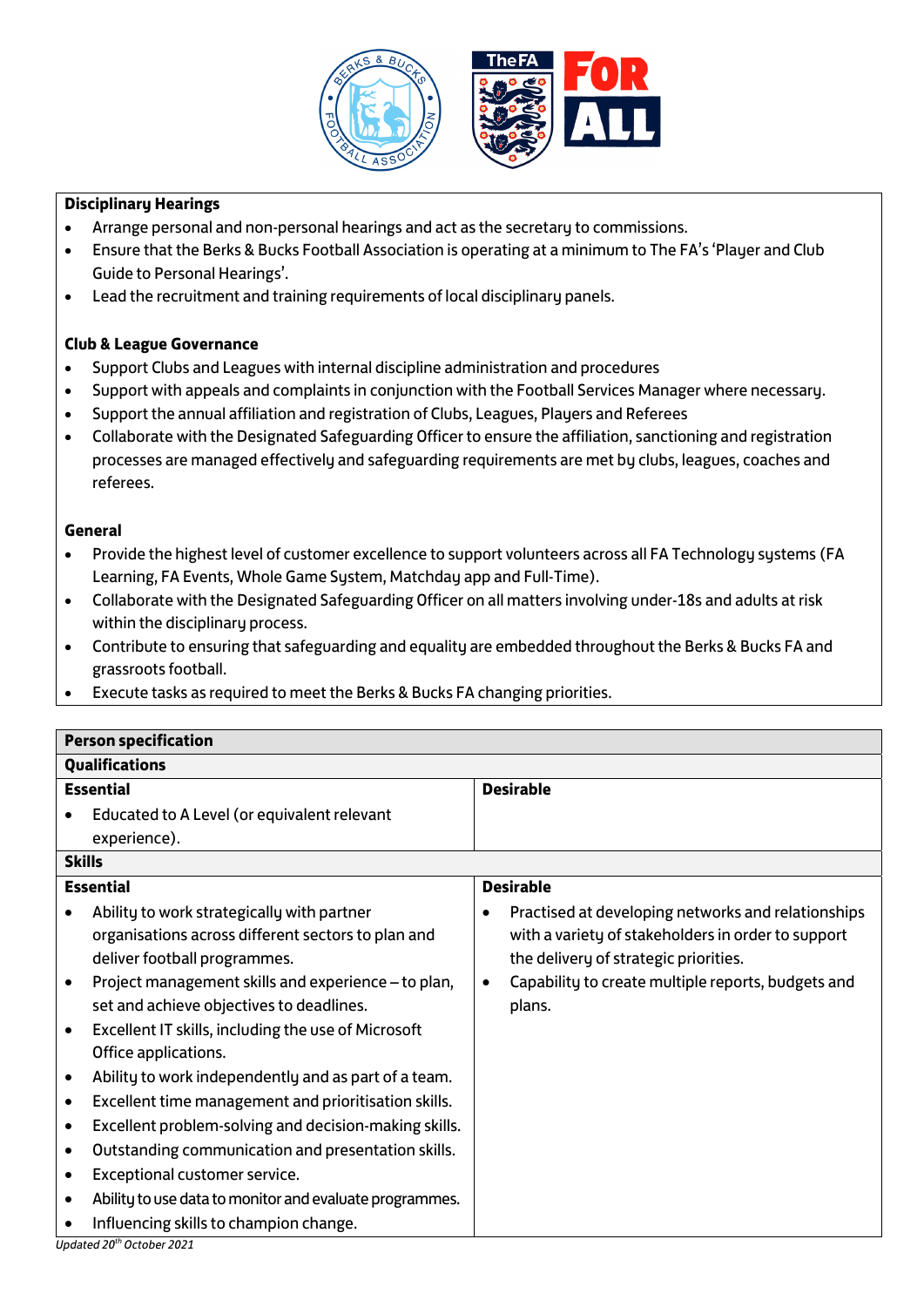**Disciplinary Hearings**

- Arrange personal and non-personal hearings and act as the secretary to commissions.
- Ensure that the Berks & Bucks Football Association is operating at a minimum to The FA's 'Player and Club Guide to Personal Hearings'.
- Lead the recruitment and training requirements of local disciplinary panels.

**Club & League Governance**

- Support Clubs and Leagues with internal discipline administration and procedures
- Support with appeals and complaints in conjunction with the Football Services Manager where necessary.
- Support the annual affiliation and registration of Clubs, Leagues, Players and Referees
- Collaborate with the Designated Safeguarding Officer to ensure the affiliation, sanctioning and registration processes are managed effectively and safeguarding requirements are met by clubs, leagues, coaches and referees.

**General**

- Provide the highest level of customer excellence to support volunteers across all FA Technology systems (FA Learning, FA Events, Whole Game System, Matchday app and Full-Time).
- Collaborate with the Designated Safeguarding Officer on all matters involving under-18s and adults at risk within the disciplinary process.
- Contribute to ensuring that safeguarding and equality are embedded throughout the Berks & Bucks FA and grassroots football.
- Execute tasks as required to meet the Berks & Bucks FA changing priorities.

| **Person specification** | |
|---|---|
| **Qualifications** | |
| **Essential** | **Desirable** |
| • Educated to A Level (or equivalent relevant experience). | |
| **Skills** | |
| **Essential** | **Desirable** |
| • Ability to work strategically with partner organisations across different sectors to plan and deliver football programmes.<br>• Project management skills and experience – to plan, set and achieve objectives to deadlines.<br>• Excellent IT skills, including the use of Microsoft Office applications.<br>• Ability to work independently and as part of a team.<br>• Excellent time management and prioritisation skills.<br>• Excellent problem-solving and decision-making skills.<br>• Outstanding communication and presentation skills.<br>• Exceptional customer service.<br>• Ability to use data to monitor and evaluate programmes.<br>• Influencing skills to champion change. | • Practised at developing networks and relationships with a variety of stakeholders in order to support the delivery of strategic priorities.<br>• Capability to create multiple reports, budgets and plans. |

*Updated 20th October 2021*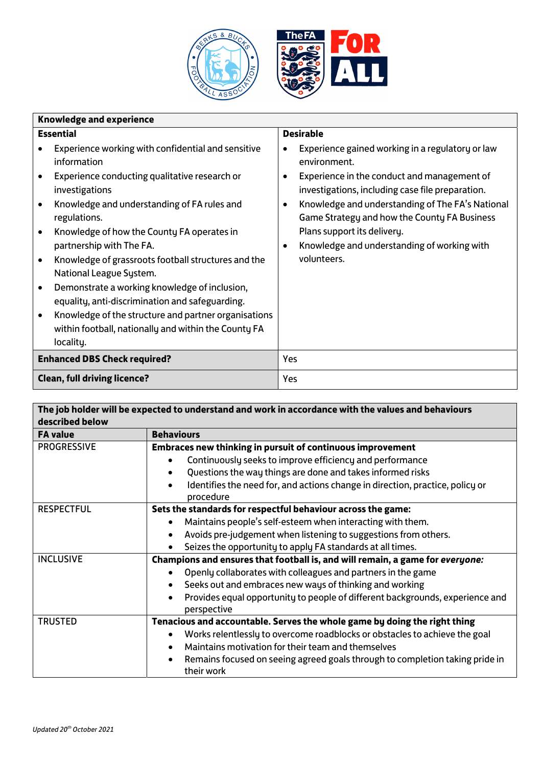| Knowledge and experience | |
|---|---|
| **Essential** | **Desirable** |
| • Experience working with confidential and sensitive information<br>• Experience conducting qualitative research or investigations<br>• Knowledge and understanding of FA rules and regulations.<br>• Knowledge of how the County FA operates in partnership with The FA.<br>• Knowledge of grassroots football structures and the National League System.<br>• Demonstrate a working knowledge of inclusion, equality, anti-discrimination and safeguarding.<br>• Knowledge of the structure and partner organisations within football, nationally and within the County FA locality. | • Experience gained working in a regulatory or law environment.<br>• Experience in the conduct and management of investigations, including case file preparation.<br>• Knowledge and understanding of The FA's National Game Strategy and how the County FA Business Plans support its delivery.<br>• Knowledge and understanding of working with volunteers. |
| **Enhanced DBS Check required?** | Yes |
| **Clean, full driving licence?** | Yes |

| The job holder will be expected to understand and work in accordance with the values and behaviours described below | |
|---|---|
| **FA value** | **Behaviours** |
| PROGRESSIVE | **Embraces new thinking in pursuit of continuous improvement**<br>• Continuously seeks to improve efficiency and performance<br>• Questions the way things are done and takes informed risks<br>• Identifies the need for, and actions change in direction, practice, policy or procedure |
| RESPECTFUL | **Sets the standards for respectful behaviour across the game:**<br>• Maintains people's self-esteem when interacting with them.<br>• Avoids pre-judgement when listening to suggestions from others.<br>• Seizes the opportunity to apply FA standards at all times. |
| INCLUSIVE | **Champions and ensures that football is, and will remain, a game for *everyone:***<br>• Openly collaborates with colleagues and partners in the game<br>• Seeks out and embraces new ways of thinking and working<br>• Provides equal opportunity to people of different backgrounds, experience and perspective |
| TRUSTED | **Tenacious and accountable. Serves the whole game by doing the right thing**<br>• Works relentlessly to overcome roadblocks or obstacles to achieve the goal<br>• Maintains motivation for their team and themselves<br>• Remains focused on seeing agreed goals through to completion taking pride in their work |

*Updated 20th October 2021*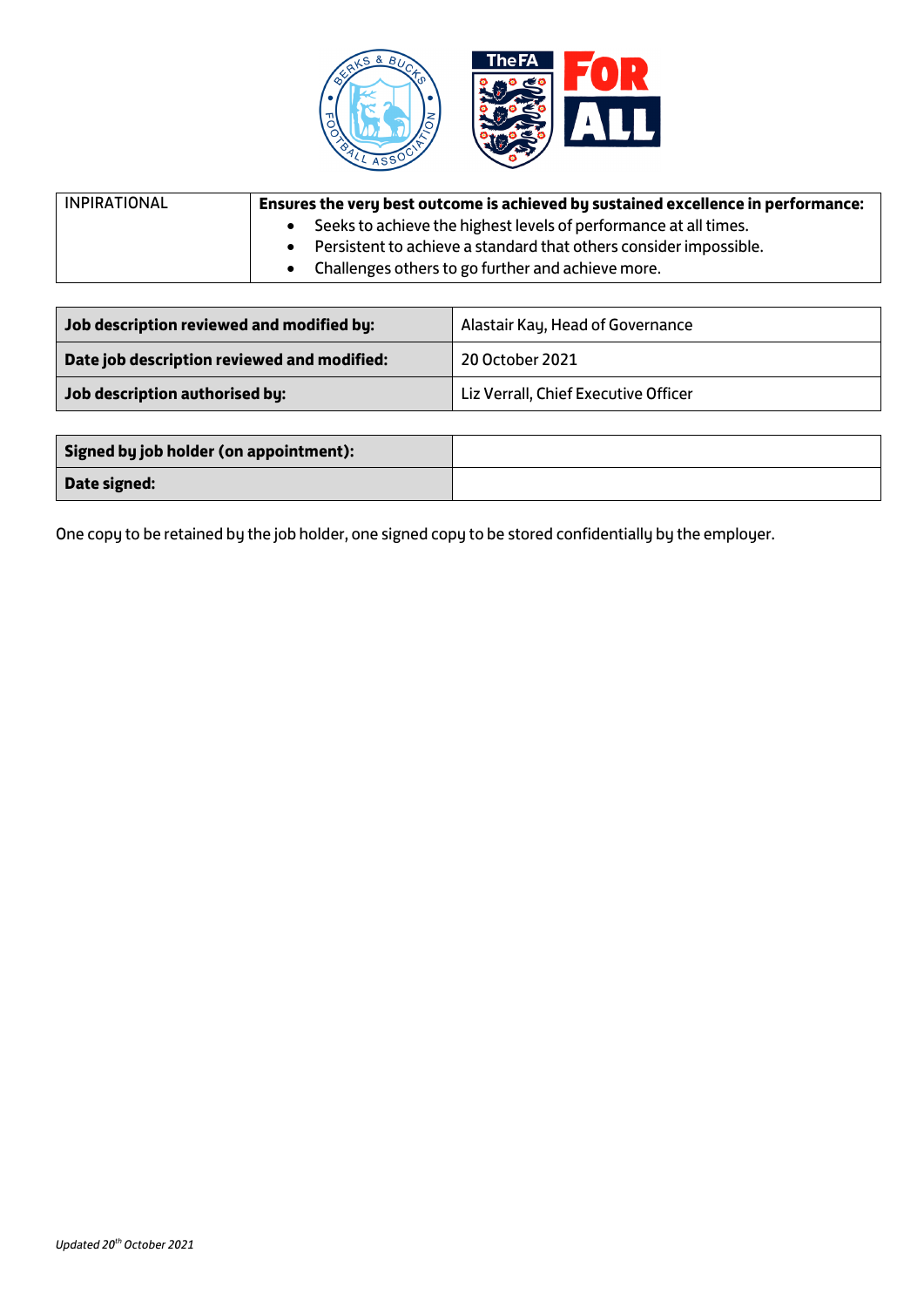| | |
|---|---|
| INPIRATIONAL | **Ensures the very best outcome is achieved by sustained excellence in performance:**<br>• Seeks to achieve the highest levels of performance at all times.<br>• Persistent to achieve a standard that others consider impossible.<br>• Challenges others to go further and achieve more. |

| | |
|---|---|
| **Job description reviewed and modified by:** | Alastair Kay, Head of Governance |
| **Date job description reviewed and modified:** | 20 October 2021 |
| **Job description authorised by:** | Liz Verrall, Chief Executive Officer |

| | |
|---|---|
| **Signed by job holder (on appointment):** | |
| **Date signed:** | |

One copy to be retained by the job holder, one signed copy to be stored confidentially by the employer.